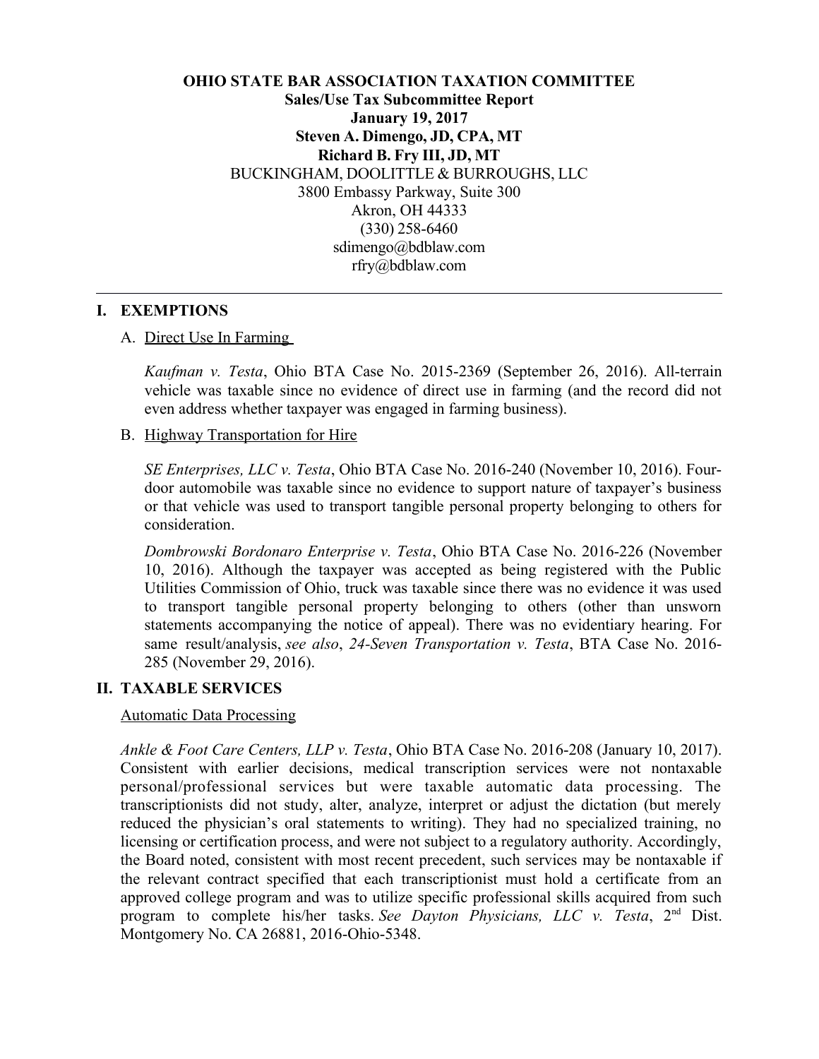**OHIO STATE BAR ASSOCIATION TAXATION COMMITTEE**
**Sales/Use Tax Subcommittee Report**
**January 19, 2017**
**Steven A. Dimengo, JD, CPA, MT**
**Richard B. Fry III, JD, MT**
BUCKINGHAM, DOOLITTLE & BURROUGHS, LLC
3800 Embassy Parkway, Suite 300
Akron, OH 44333
(330) 258-6460
sdimengo@bdblaw.com
rfry@bdblaw.com

---

## I. EXEMPTIONS

### A. Direct Use In Farming

*Kaufman v. Testa*, Ohio BTA Case No. 2015-2369 (September 26, 2016). All-terrain vehicle was taxable since no evidence of direct use in farming (and the record did not even address whether taxpayer was engaged in farming business).

### B. Highway Transportation for Hire

*SE Enterprises, LLC v. Testa*, Ohio BTA Case No. 2016-240 (November 10, 2016). Four-door automobile was taxable since no evidence to support nature of taxpayer's business or that vehicle was used to transport tangible personal property belonging to others for consideration.

*Dombrowski Bordonaro Enterprise v. Testa*, Ohio BTA Case No. 2016-226 (November 10, 2016). Although the taxpayer was accepted as being registered with the Public Utilities Commission of Ohio, truck was taxable since there was no evidence it was used to transport tangible personal property belonging to others (other than unsworn statements accompanying the notice of appeal). There was no evidentiary hearing. For same result/analysis, *see also*, *24-Seven Transportation v. Testa*, BTA Case No. 2016-285 (November 29, 2016).

## II. TAXABLE SERVICES

### Automatic Data Processing

*Ankle & Foot Care Centers, LLP v. Testa*, Ohio BTA Case No. 2016-208 (January 10, 2017). Consistent with earlier decisions, medical transcription services were not nontaxable personal/professional services but were taxable automatic data processing. The transcriptionists did not study, alter, analyze, interpret or adjust the dictation (but merely reduced the physician's oral statements to writing). They had no specialized training, no licensing or certification process, and were not subject to a regulatory authority. Accordingly, the Board noted, consistent with most recent precedent, such services may be nontaxable if the relevant contract specified that each transcriptionist must hold a certificate from an approved college program and was to utilize specific professional skills acquired from such program to complete his/her tasks. *See Dayton Physicians, LLC v. Testa*, 2nd Dist. Montgomery No. CA 26881, 2016-Ohio-5348.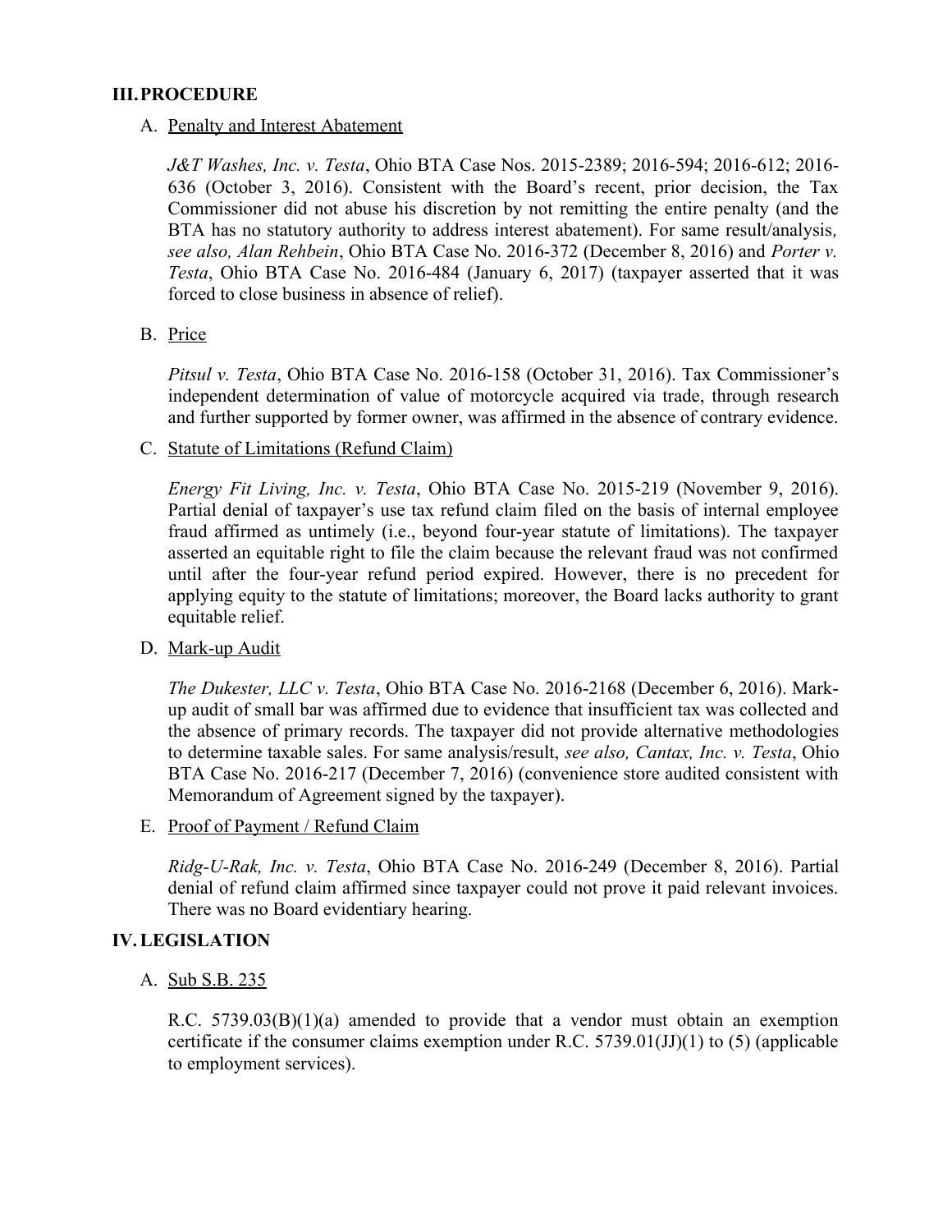## III. PROCEDURE

A. Penalty and Interest Abatement

*J&T Washes, Inc. v. Testa*, Ohio BTA Case Nos. 2015-2389; 2016-594; 2016-612; 2016-636 (October 3, 2016). Consistent with the Board's recent, prior decision, the Tax Commissioner did not abuse his discretion by not remitting the entire penalty (and the BTA has no statutory authority to address interest abatement). For same result/analysis*, see also, Alan Rehbein*, Ohio BTA Case No. 2016-372 (December 8, 2016) and *Porter v. Testa*, Ohio BTA Case No. 2016-484 (January 6, 2017) (taxpayer asserted that it was forced to close business in absence of relief).

B. Price

*Pitsul v. Testa*, Ohio BTA Case No. 2016-158 (October 31, 2016). Tax Commissioner's independent determination of value of motorcycle acquired via trade, through research and further supported by former owner, was affirmed in the absence of contrary evidence.

C. Statute of Limitations (Refund Claim)

*Energy Fit Living, Inc. v. Testa*, Ohio BTA Case No. 2015-219 (November 9, 2016). Partial denial of taxpayer's use tax refund claim filed on the basis of internal employee fraud affirmed as untimely (i.e., beyond four-year statute of limitations). The taxpayer asserted an equitable right to file the claim because the relevant fraud was not confirmed until after the four-year refund period expired. However, there is no precedent for applying equity to the statute of limitations; moreover, the Board lacks authority to grant equitable relief.

D. Mark-up Audit

*The Dukester, LLC v. Testa*, Ohio BTA Case No. 2016-2168 (December 6, 2016). Mark-up audit of small bar was affirmed due to evidence that insufficient tax was collected and the absence of primary records. The taxpayer did not provide alternative methodologies to determine taxable sales. For same analysis/result, *see also, Cantax, Inc. v. Testa*, Ohio BTA Case No. 2016-217 (December 7, 2016) (convenience store audited consistent with Memorandum of Agreement signed by the taxpayer).

E. Proof of Payment / Refund Claim

*Ridg-U-Rak, Inc. v. Testa*, Ohio BTA Case No. 2016-249 (December 8, 2016). Partial denial of refund claim affirmed since taxpayer could not prove it paid relevant invoices. There was no Board evidentiary hearing.

## IV. LEGISLATION

A. Sub S.B. 235

R.C. 5739.03(B)(1)(a) amended to provide that a vendor must obtain an exemption certificate if the consumer claims exemption under R.C. 5739.01(JJ)(1) to (5) (applicable to employment services).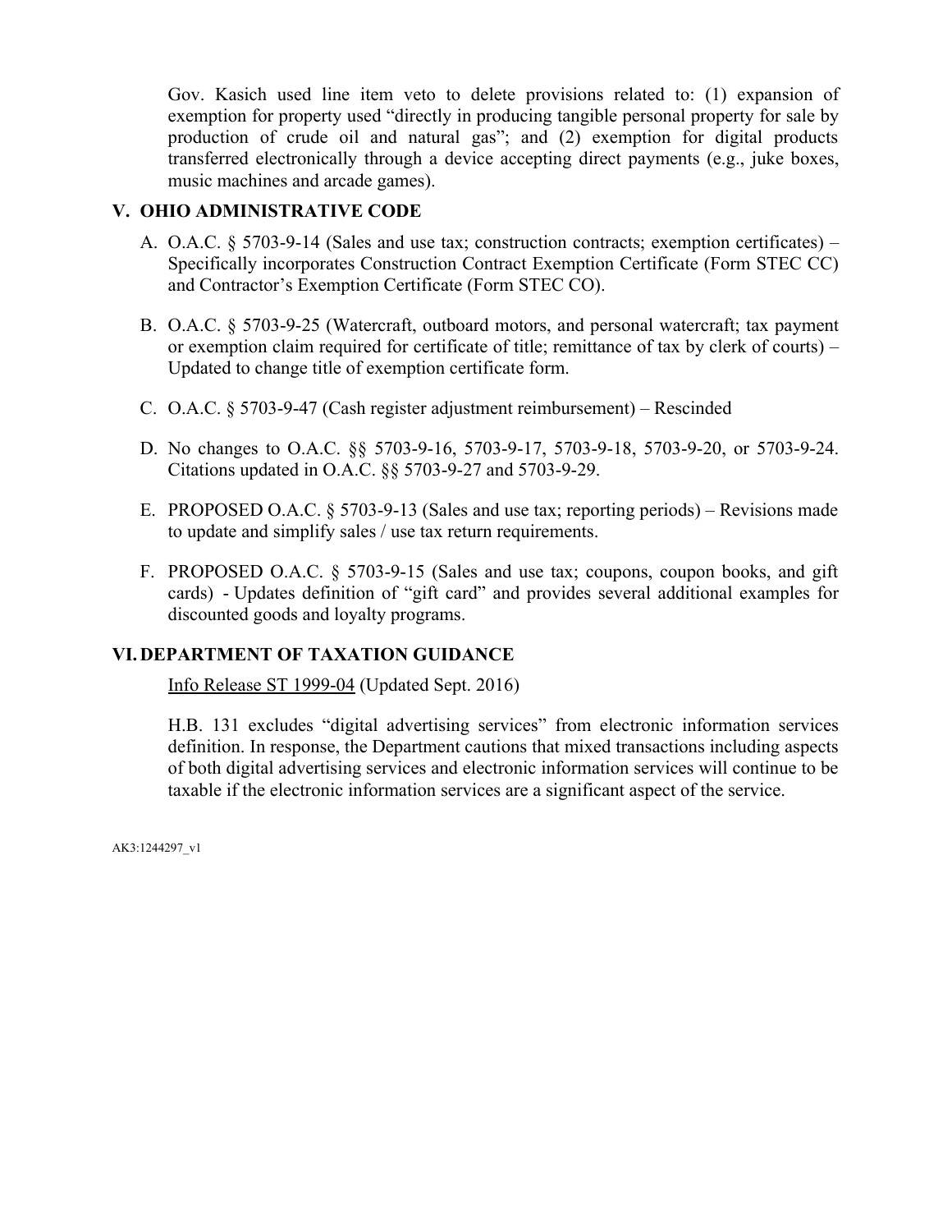Gov. Kasich used line item veto to delete provisions related to: (1) expansion of exemption for property used "directly in producing tangible personal property for sale by production of crude oil and natural gas"; and (2) exemption for digital products transferred electronically through a device accepting direct payments (e.g., juke boxes, music machines and arcade games).

## V. OHIO ADMINISTRATIVE CODE

A. O.A.C. § 5703-9-14 (Sales and use tax; construction contracts; exemption certificates) – Specifically incorporates Construction Contract Exemption Certificate (Form STEC CC) and Contractor's Exemption Certificate (Form STEC CO).

B. O.A.C. § 5703-9-25 (Watercraft, outboard motors, and personal watercraft; tax payment or exemption claim required for certificate of title; remittance of tax by clerk of courts) – Updated to change title of exemption certificate form.

C. O.A.C. § 5703-9-47 (Cash register adjustment reimbursement) – Rescinded

D. No changes to O.A.C. §§ 5703-9-16, 5703-9-17, 5703-9-18, 5703-9-20, or 5703-9-24. Citations updated in O.A.C. §§ 5703-9-27 and 5703-9-29.

E. PROPOSED O.A.C. § 5703-9-13 (Sales and use tax; reporting periods) – Revisions made to update and simplify sales / use tax return requirements.

F. PROPOSED O.A.C. § 5703-9-15 (Sales and use tax; coupons, coupon books, and gift cards) - Updates definition of "gift card" and provides several additional examples for discounted goods and loyalty programs.

## VI. DEPARTMENT OF TAXATION GUIDANCE

Info Release ST 1999-04 (Updated Sept. 2016)

H.B. 131 excludes "digital advertising services" from electronic information services definition. In response, the Department cautions that mixed transactions including aspects of both digital advertising services and electronic information services will continue to be taxable if the electronic information services are a significant aspect of the service.

AK3:1244297_v1